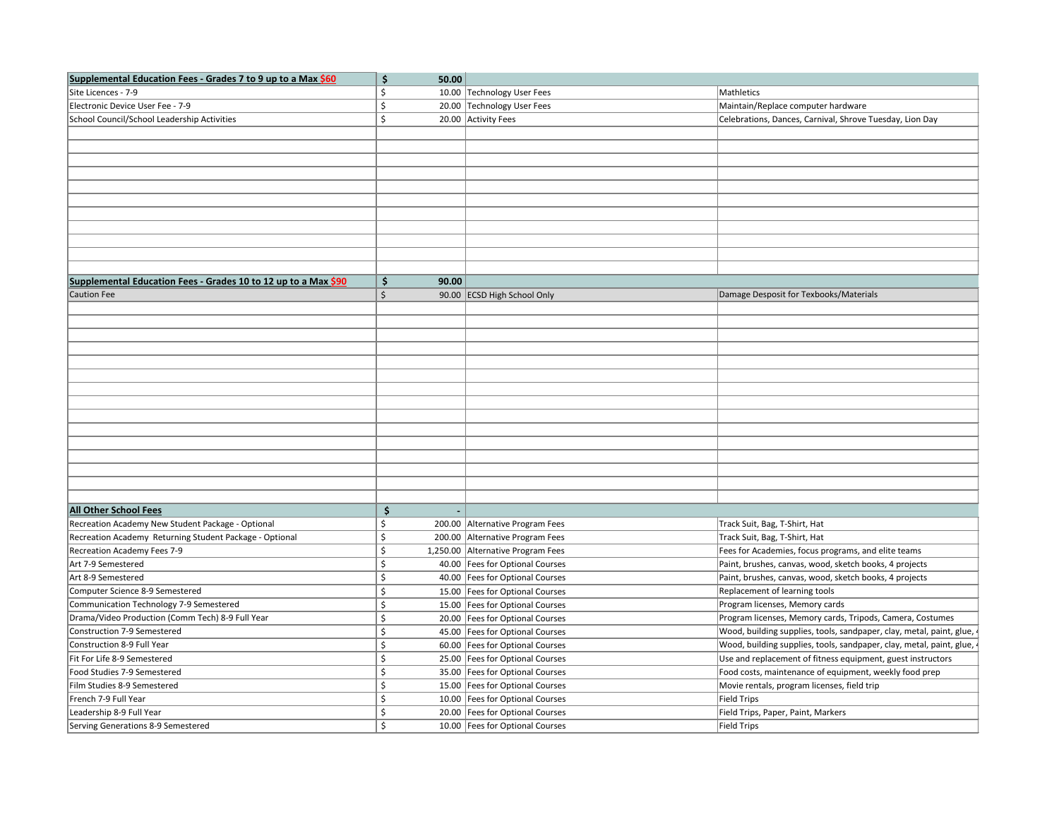| Supplemental Education Fees - Grades 7 to 9 up to a Max $60 | $ 50.00 | | |
|---|---|---|---|
| Site Licences - 7-9 | $ 10.00 | Technology User Fees | Mathletics |
| Electronic Device User Fee - 7-9 | $ 20.00 | Technology User Fees | Maintain/Replace computer hardware |
| School Council/School Leadership Activities | $ 20.00 | Activity Fees | Celebrations, Dances, Carnival, Shrove Tuesday, Lion Day |

| Supplemental Education Fees - Grades 10 to 12 up to a Max $90 | $ 90.00 | | |
|---|---|---|---|
| Caution Fee | $ 90.00 | ECSD High School Only | Damage Desposit for Texbooks/Materials |

| All Other School Fees | $ - | | |
|---|---|---|---|
| Recreation Academy New Student Package - Optional | $ 200.00 | Alternative Program Fees | Track Suit, Bag, T-Shirt, Hat |
| Recreation Academy Returning Student Package - Optional | $ 200.00 | Alternative Program Fees | Track Suit, Bag, T-Shirt, Hat |
| Recreation Academy Fees 7-9 | $ 1,250.00 | Alternative Program Fees | Fees for Academies, focus programs, and elite teams |
| Art 7-9 Semestered | $ 40.00 | Fees for Optional Courses | Paint, brushes, canvas, wood, sketch books, 4 projects |
| Art 8-9 Semestered | $ 40.00 | Fees for Optional Courses | Paint, brushes, canvas, wood, sketch books, 4 projects |
| Computer Science 8-9 Semestered | $ 15.00 | Fees for Optional Courses | Replacement of learning tools |
| Communication Technology 7-9 Semestered | $ 15.00 | Fees for Optional Courses | Program licenses, Memory cards |
| Drama/Video Production (Comm Tech) 8-9 Full Year | $ 20.00 | Fees for Optional Courses | Program licenses, Memory cards, Tripods, Camera, Costumes |
| Construction 7-9 Semestered | $ 45.00 | Fees for Optional Courses | Wood, building supplies, tools, sandpaper, clay, metal, paint, glue, |
| Construction 8-9 Full Year | $ 60.00 | Fees for Optional Courses | Wood, building supplies, tools, sandpaper, clay, metal, paint, glue, |
| Fit For Life 8-9 Semestered | $ 25.00 | Fees for Optional Courses | Use and replacement of fitness equipment, guest instructors |
| Food Studies 7-9 Semestered | $ 35.00 | Fees for Optional Courses | Food costs, maintenance of equipment, weekly food prep |
| Film Studies 8-9 Semestered | $ 15.00 | Fees for Optional Courses | Movie rentals, program licenses, field trip |
| French 7-9 Full Year | $ 10.00 | Fees for Optional Courses | Field Trips |
| Leadership 8-9 Full Year | $ 20.00 | Fees for Optional Courses | Field Trips, Paper, Paint, Markers |
| Serving Generations 8-9 Semestered | $ 10.00 | Fees for Optional Courses | Field Trips |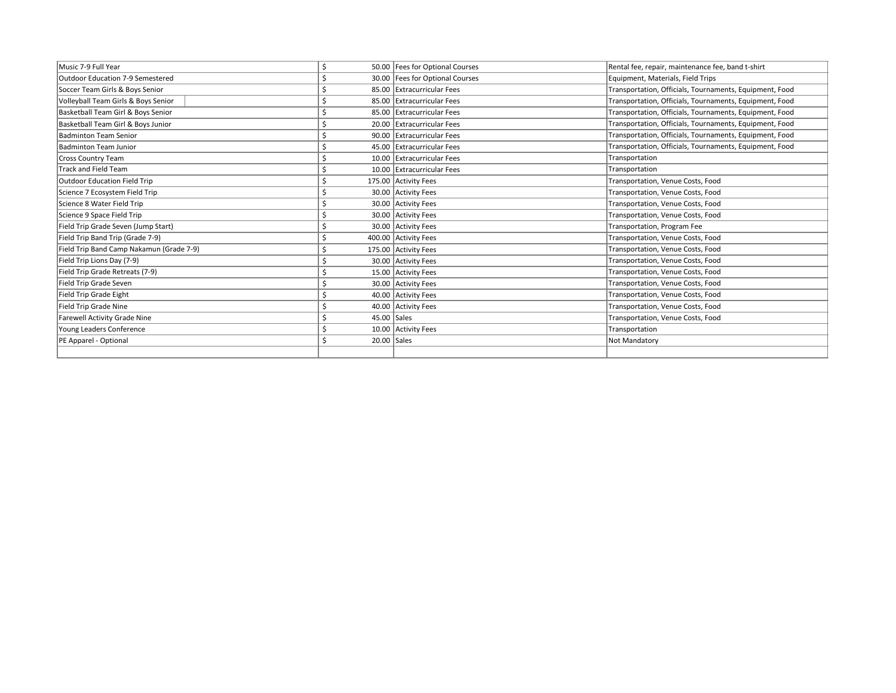| | | | |
|---|---|---|---|
| Music 7-9 Full Year | $ 50.00 | Fees for Optional Courses | Rental fee, repair, maintenance fee, band t-shirt |
| Outdoor Education 7-9 Semestered | $ 30.00 | Fees for Optional Courses | Equipment, Materials, Field Trips |
| Soccer Team Girls & Boys Senior | $ 85.00 | Extracurricular Fees | Transportation, Officials, Tournaments, Equipment, Food |
| Volleyball Team Girls & Boys Senior | $ 85.00 | Extracurricular Fees | Transportation, Officials, Tournaments, Equipment, Food |
| Basketball Team Girl & Boys Senior | $ 85.00 | Extracurricular Fees | Transportation, Officials, Tournaments, Equipment, Food |
| Basketball Team Girl & Boys Junior | $ 20.00 | Extracurricular Fees | Transportation, Officials, Tournaments, Equipment, Food |
| Badminton Team Senior | $ 90.00 | Extracurricular Fees | Transportation, Officials, Tournaments, Equipment, Food |
| Badminton Team Junior | $ 45.00 | Extracurricular Fees | Transportation, Officials, Tournaments, Equipment, Food |
| Cross Country Team | $ 10.00 | Extracurricular Fees | Transportation |
| Track and Field Team | $ 10.00 | Extracurricular Fees | Transportation |
| Outdoor Education Field Trip | $ 175.00 | Activity Fees | Transportation, Venue Costs, Food |
| Science 7 Ecosystem Field Trip | $ 30.00 | Activity Fees | Transportation, Venue Costs, Food |
| Science 8 Water Field Trip | $ 30.00 | Activity Fees | Transportation, Venue Costs, Food |
| Science 9 Space Field Trip | $ 30.00 | Activity Fees | Transportation, Venue Costs, Food |
| Field Trip Grade Seven (Jump Start) | $ 30.00 | Activity Fees | Transportation, Program Fee |
| Field Trip Band Trip (Grade 7-9) | $ 400.00 | Activity Fees | Transportation, Venue Costs, Food |
| Field Trip Band Camp Nakamun (Grade 7-9) | $ 175.00 | Activity Fees | Transportation, Venue Costs, Food |
| Field Trip Lions Day (7-9) | $ 30.00 | Activity Fees | Transportation, Venue Costs, Food |
| Field Trip Grade Retreats (7-9) | $ 15.00 | Activity Fees | Transportation, Venue Costs, Food |
| Field Trip Grade Seven | $ 30.00 | Activity Fees | Transportation, Venue Costs, Food |
| Field Trip Grade Eight | $ 40.00 | Activity Fees | Transportation, Venue Costs, Food |
| Field Trip Grade Nine | $ 40.00 | Activity Fees | Transportation, Venue Costs, Food |
| Farewell Activity Grade Nine | $ 45.00 | Sales | Transportation, Venue Costs, Food |
| Young Leaders Conference | $ 10.00 | Activity Fees | Transportation |
| PE Apparel - Optional | $ 20.00 | Sales | Not Mandatory |
| | | | |